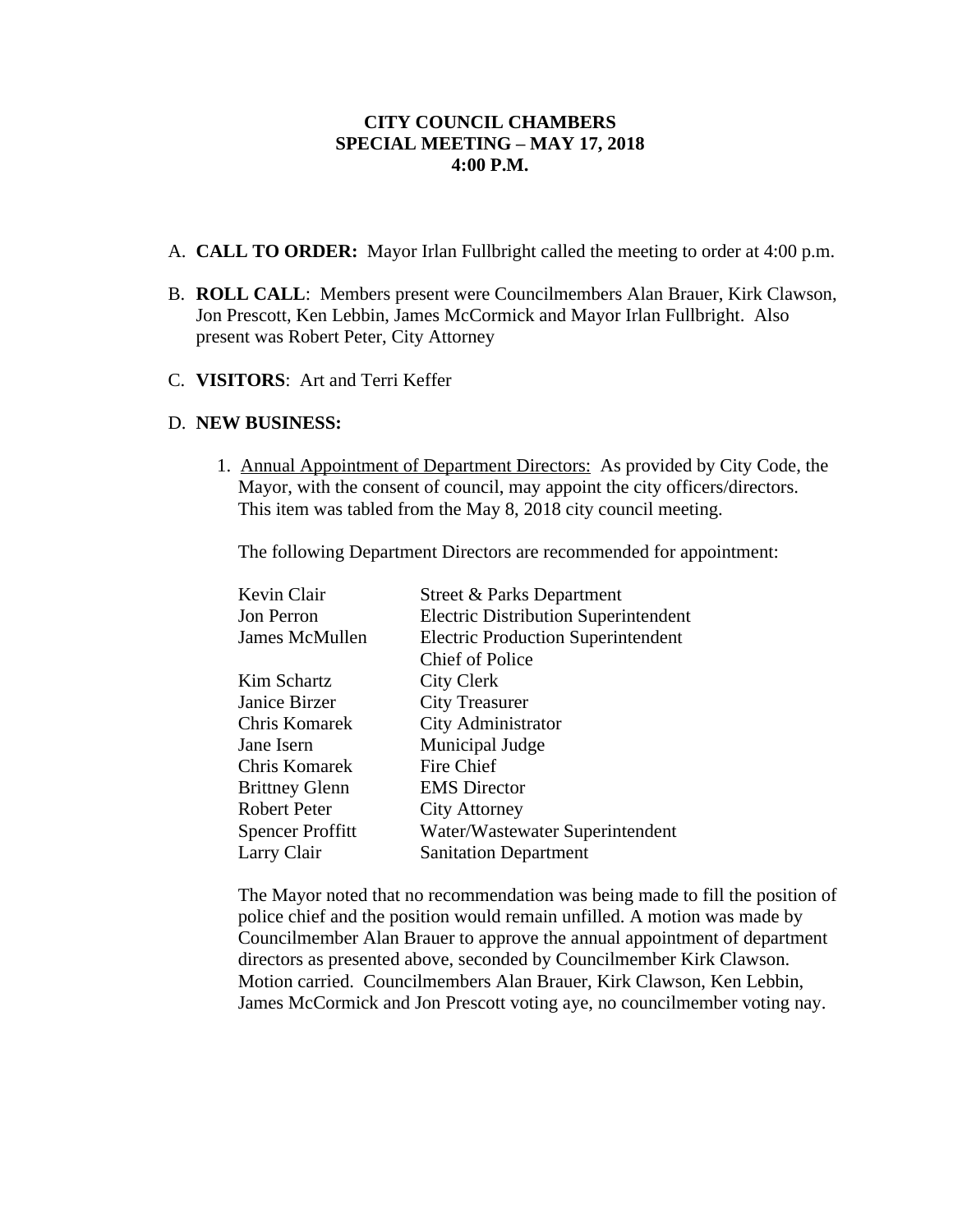**CITY COUNCIL CHAMBERS**
**SPECIAL MEETING – MAY 17, 2018**
**4:00 P.M.**

A. **CALL TO ORDER:** Mayor Irlan Fullbright called the meeting to order at 4:00 p.m.

B. **ROLL CALL**: Members present were Councilmembers Alan Brauer, Kirk Clawson, Jon Prescott, Ken Lebbin, James McCormick and Mayor Irlan Fullbright. Also present was Robert Peter, City Attorney

C. **VISITORS**: Art and Terri Keffer

D. **NEW BUSINESS:**

1. <u>Annual Appointment of Department Directors:</u> As provided by City Code, the Mayor, with the consent of council, may appoint the city officers/directors. This item was tabled from the May 8, 2018 city council meeting.

   The following Department Directors are recommended for appointment:

   | | |
   |---|---|
   | Kevin Clair | Street & Parks Department |
   | Jon Perron | Electric Distribution Superintendent |
   | James McMullen | Electric Production Superintendent |
   | | Chief of Police |
   | Kim Schartz | City Clerk |
   | Janice Birzer | City Treasurer |
   | Chris Komarek | City Administrator |
   | Jane Isern | Municipal Judge |
   | Chris Komarek | Fire Chief |
   | Brittney Glenn | EMS Director |
   | Robert Peter | City Attorney |
   | Spencer Proffitt | Water/Wastewater Superintendent |
   | Larry Clair | Sanitation Department |

   The Mayor noted that no recommendation was being made to fill the position of police chief and the position would remain unfilled. A motion was made by Councilmember Alan Brauer to approve the annual appointment of department directors as presented above, seconded by Councilmember Kirk Clawson. Motion carried. Councilmembers Alan Brauer, Kirk Clawson, Ken Lebbin, James McCormick and Jon Prescott voting aye, no councilmember voting nay.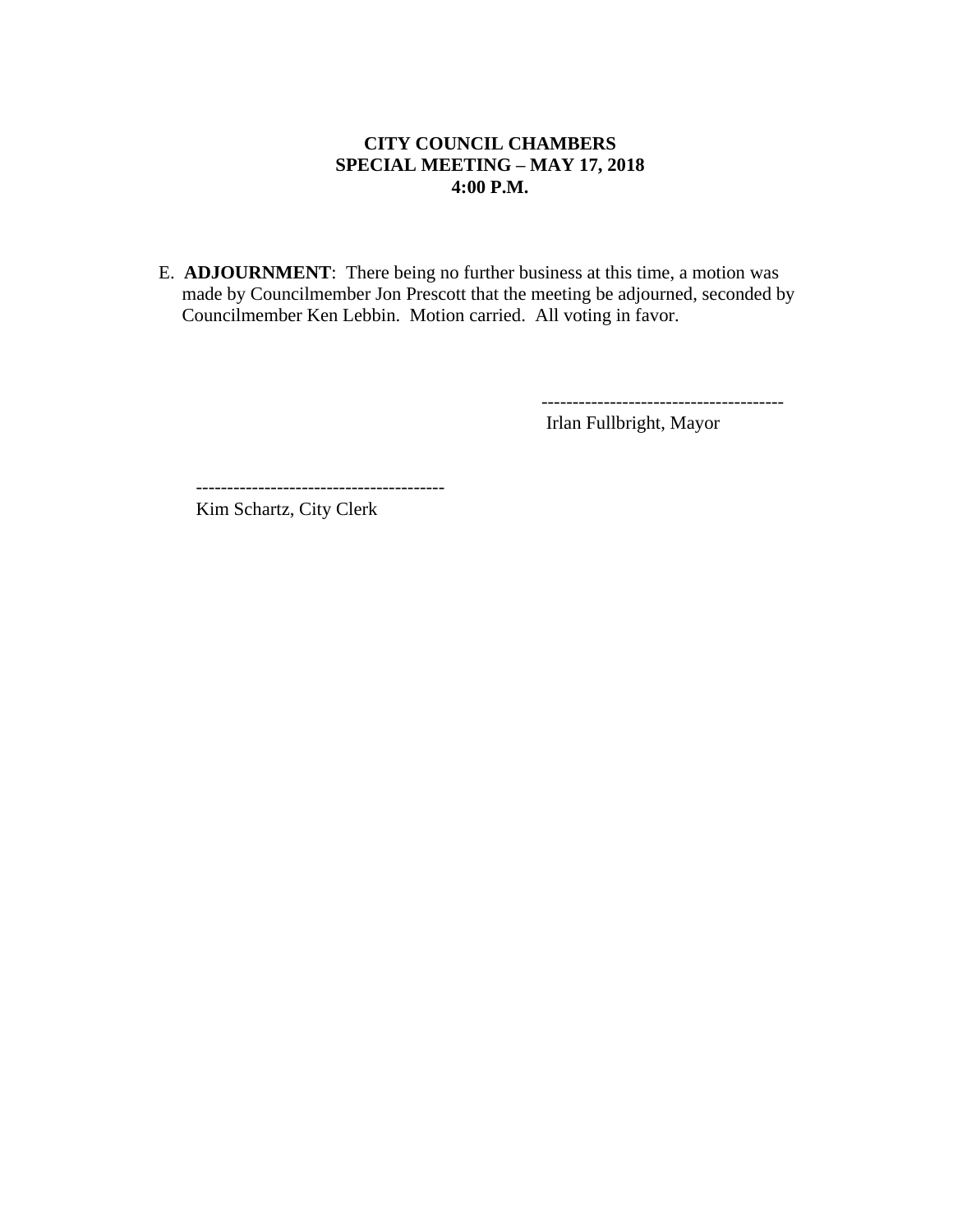**CITY COUNCIL CHAMBERS**
**SPECIAL MEETING – MAY 17, 2018**
**4:00 P.M.**

E. **ADJOURNMENT**: There being no further business at this time, a motion was made by Councilmember Jon Prescott that the meeting be adjourned, seconded by Councilmember Ken Lebbin. Motion carried. All voting in favor.

---------------------------------------
Irlan Fullbright, Mayor

----------------------------------------
Kim Schartz, City Clerk